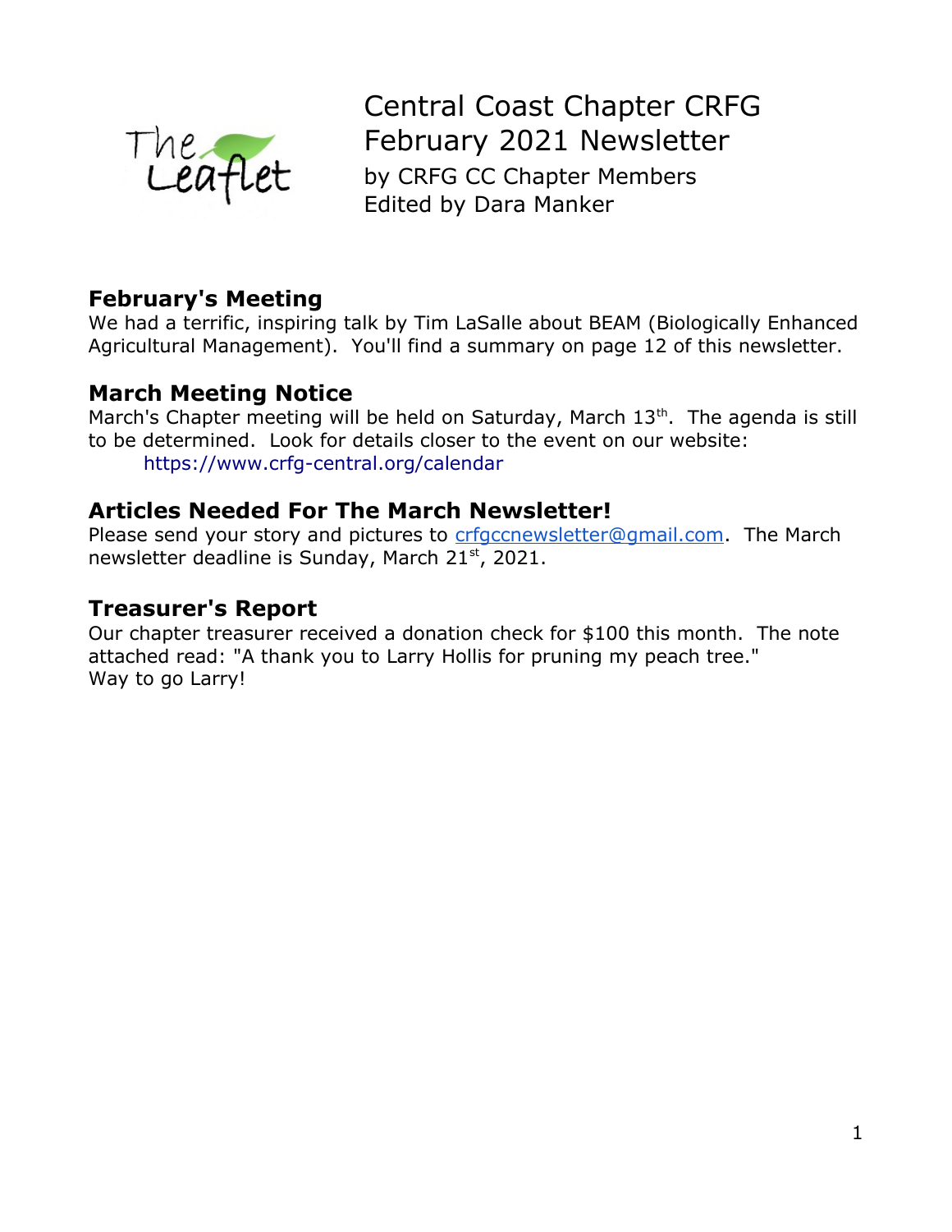The Leaflet

# Central Coast Chapter CRFG
# February 2021 Newsletter

by CRFG CC Chapter Members
Edited by Dara Manker

## February's Meeting

We had a terrific, inspiring talk by Tim LaSalle about BEAM (Biologically Enhanced Agricultural Management). You'll find a summary on page 12 of this newsletter.

## March Meeting Notice

March's Chapter meeting will be held on Saturday, March 13th. The agenda is still to be determined. Look for details closer to the event on our website:
https://www.crfg-central.org/calendar

## Articles Needed For The March Newsletter!

Please send your story and pictures to crfgccnewsletter@gmail.com. The March newsletter deadline is Sunday, March 21st, 2021.

## Treasurer's Report

Our chapter treasurer received a donation check for $100 this month. The note attached read: "A thank you to Larry Hollis for pruning my peach tree."
Way to go Larry!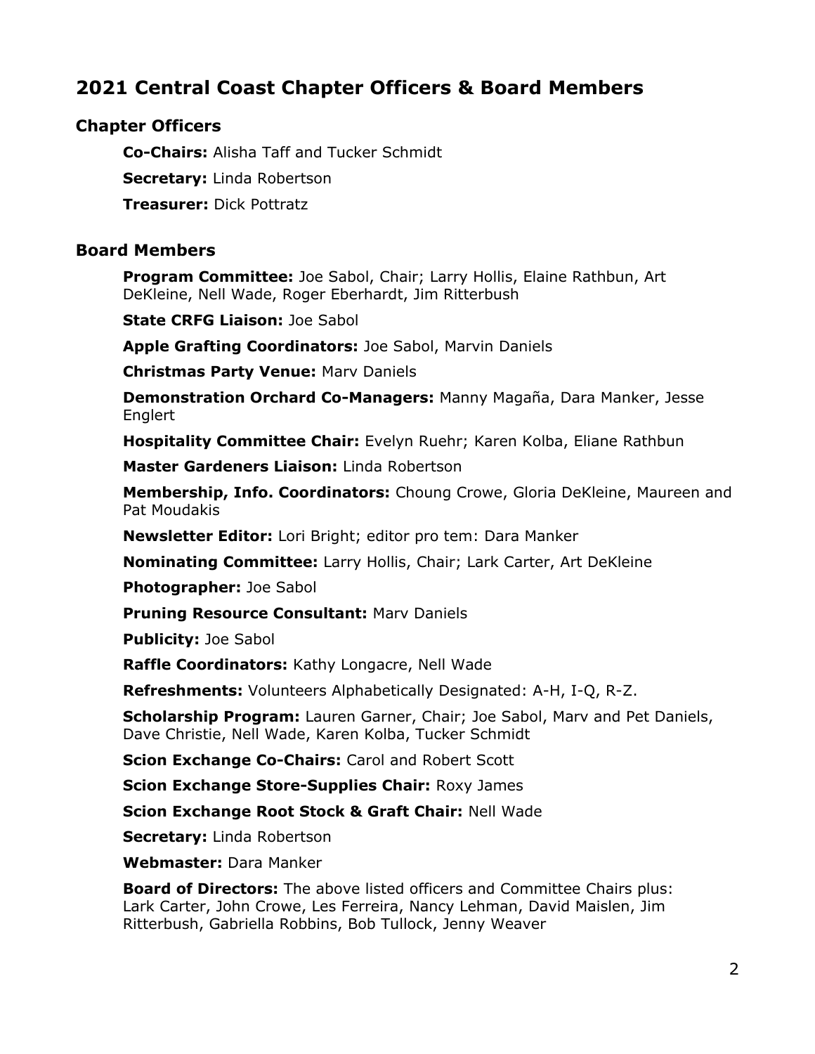## 2021 Central Coast Chapter Officers & Board Members

### Chapter Officers

**Co-Chairs:** Alisha Taff and Tucker Schmidt

**Secretary:** Linda Robertson

**Treasurer:** Dick Pottratz

### Board Members

**Program Committee:** Joe Sabol, Chair; Larry Hollis, Elaine Rathbun, Art DeKleine, Nell Wade, Roger Eberhardt, Jim Ritterbush

**State CRFG Liaison:** Joe Sabol

**Apple Grafting Coordinators:** Joe Sabol, Marvin Daniels

**Christmas Party Venue:** Marv Daniels

**Demonstration Orchard Co-Managers:** Manny Magaña, Dara Manker, Jesse Englert

**Hospitality Committee Chair:** Evelyn Ruehr; Karen Kolba, Eliane Rathbun

**Master Gardeners Liaison:** Linda Robertson

**Membership, Info. Coordinators:** Choung Crowe, Gloria DeKleine, Maureen and Pat Moudakis

**Newsletter Editor:** Lori Bright; editor pro tem: Dara Manker

**Nominating Committee:** Larry Hollis, Chair; Lark Carter, Art DeKleine

**Photographer:** Joe Sabol

**Pruning Resource Consultant:** Marv Daniels

**Publicity:** Joe Sabol

**Raffle Coordinators:** Kathy Longacre, Nell Wade

**Refreshments:** Volunteers Alphabetically Designated: A-H, I-Q, R-Z.

**Scholarship Program:** Lauren Garner, Chair; Joe Sabol, Marv and Pet Daniels, Dave Christie, Nell Wade, Karen Kolba, Tucker Schmidt

**Scion Exchange Co-Chairs:** Carol and Robert Scott

**Scion Exchange Store-Supplies Chair:** Roxy James

**Scion Exchange Root Stock & Graft Chair:** Nell Wade

**Secretary:** Linda Robertson

**Webmaster:** Dara Manker

**Board of Directors:** The above listed officers and Committee Chairs plus: Lark Carter, John Crowe, Les Ferreira, Nancy Lehman, David Maislen, Jim Ritterbush, Gabriella Robbins, Bob Tullock, Jenny Weaver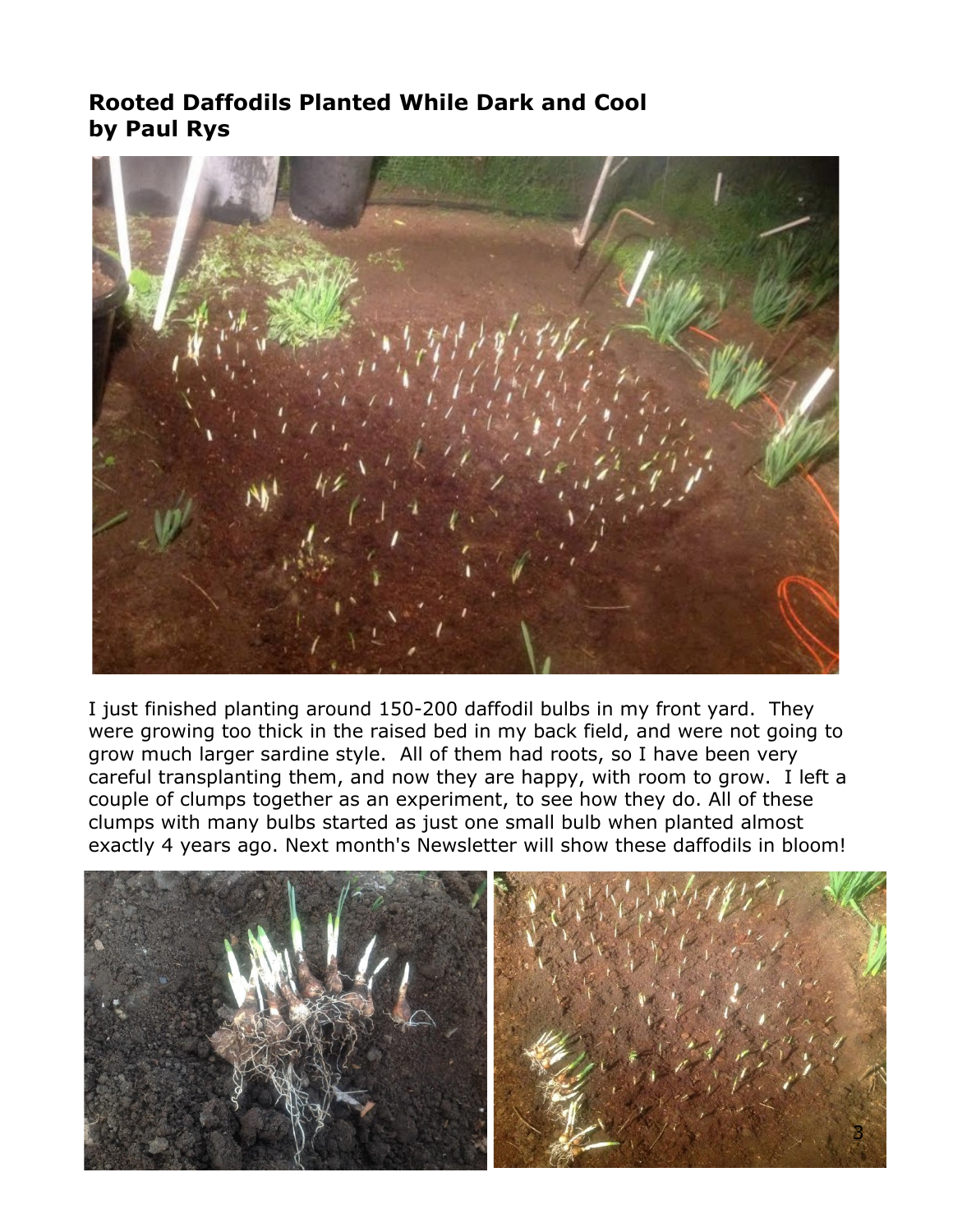## Rooted Daffodils Planted While Dark and Cool
## by Paul Rys

I just finished planting around 150-200 daffodil bulbs in my front yard. They were growing too thick in the raised bed in my back field, and were not going to grow much larger sardine style. All of them had roots, so I have been very careful transplanting them, and now they are happy, with room to grow. I left a couple of clumps together as an experiment, to see how they do. All of these clumps with many bulbs started as just one small bulb when planted almost exactly 4 years ago. Next month's Newsletter will show these daffodils in bloom!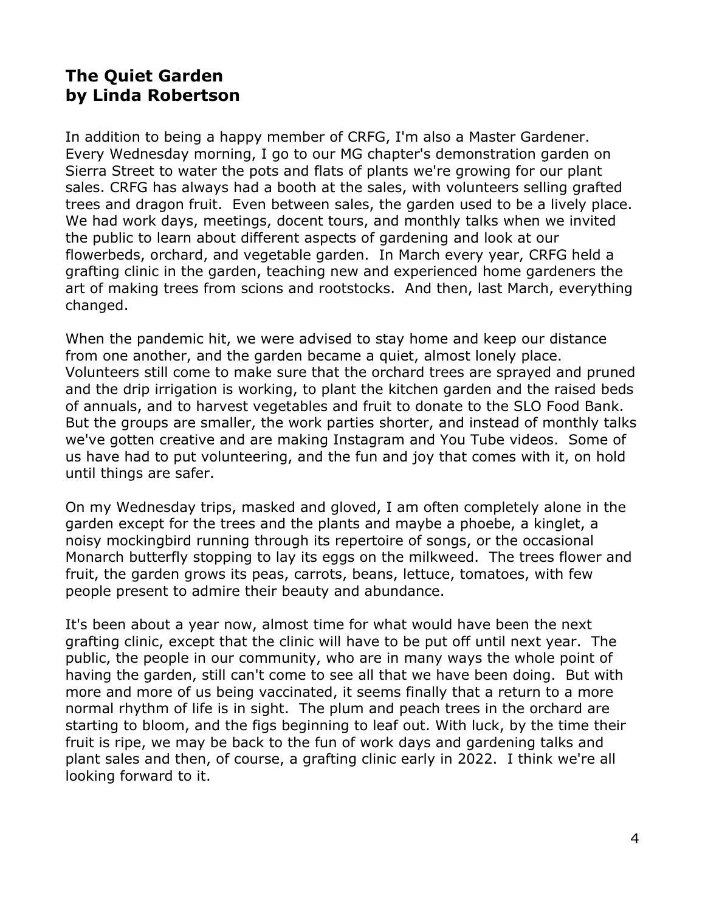## The Quiet Garden
## by Linda Robertson

In addition to being a happy member of CRFG, I'm also a Master Gardener. Every Wednesday morning, I go to our MG chapter's demonstration garden on Sierra Street to water the pots and flats of plants we're growing for our plant sales. CRFG has always had a booth at the sales, with volunteers selling grafted trees and dragon fruit. Even between sales, the garden used to be a lively place. We had work days, meetings, docent tours, and monthly talks when we invited the public to learn about different aspects of gardening and look at our flowerbeds, orchard, and vegetable garden. In March every year, CRFG held a grafting clinic in the garden, teaching new and experienced home gardeners the art of making trees from scions and rootstocks. And then, last March, everything changed.

When the pandemic hit, we were advised to stay home and keep our distance from one another, and the garden became a quiet, almost lonely place. Volunteers still come to make sure that the orchard trees are sprayed and pruned and the drip irrigation is working, to plant the kitchen garden and the raised beds of annuals, and to harvest vegetables and fruit to donate to the SLO Food Bank. But the groups are smaller, the work parties shorter, and instead of monthly talks we've gotten creative and are making Instagram and You Tube videos. Some of us have had to put volunteering, and the fun and joy that comes with it, on hold until things are safer.

On my Wednesday trips, masked and gloved, I am often completely alone in the garden except for the trees and the plants and maybe a phoebe, a kinglet, a noisy mockingbird running through its repertoire of songs, or the occasional Monarch butterfly stopping to lay its eggs on the milkweed. The trees flower and fruit, the garden grows its peas, carrots, beans, lettuce, tomatoes, with few people present to admire their beauty and abundance.

It's been about a year now, almost time for what would have been the next grafting clinic, except that the clinic will have to be put off until next year. The public, the people in our community, who are in many ways the whole point of having the garden, still can't come to see all that we have been doing. But with more and more of us being vaccinated, it seems finally that a return to a more normal rhythm of life is in sight. The plum and peach trees in the orchard are starting to bloom, and the figs beginning to leaf out. With luck, by the time their fruit is ripe, we may be back to the fun of work days and gardening talks and plant sales and then, of course, a grafting clinic early in 2022. I think we're all looking forward to it.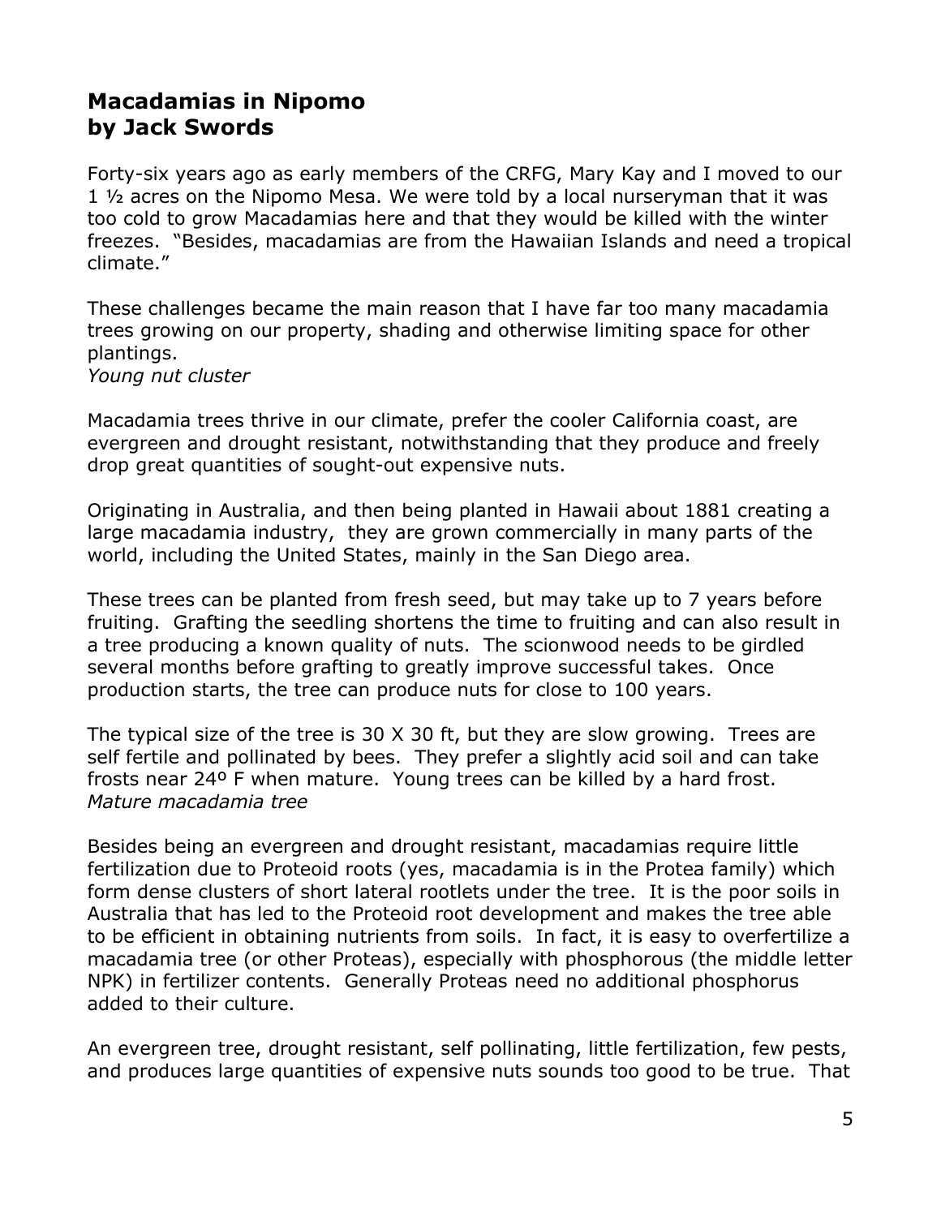## Macadamias in Nipomo
## by Jack Swords

Forty-six years ago as early members of the CRFG, Mary Kay and I moved to our 1 ½ acres on the Nipomo Mesa. We were told by a local nurseryman that it was too cold to grow Macadamias here and that they would be killed with the winter freezes. "Besides, macadamias are from the Hawaiian Islands and need a tropical climate."

These challenges became the main reason that I have far too many macadamia trees growing on our property, shading and otherwise limiting space for other plantings.

*Young nut cluster*

Macadamia trees thrive in our climate, prefer the cooler California coast, are evergreen and drought resistant, notwithstanding that they produce and freely drop great quantities of sought-out expensive nuts.

Originating in Australia, and then being planted in Hawaii about 1881 creating a large macadamia industry, they are grown commercially in many parts of the world, including the United States, mainly in the San Diego area.

These trees can be planted from fresh seed, but may take up to 7 years before fruiting. Grafting the seedling shortens the time to fruiting and can also result in a tree producing a known quality of nuts. The scionwood needs to be girdled several months before grafting to greatly improve successful takes. Once production starts, the tree can produce nuts for close to 100 years.

The typical size of the tree is 30 X 30 ft, but they are slow growing. Trees are self fertile and pollinated by bees. They prefer a slightly acid soil and can take frosts near 24º F when mature. Young trees can be killed by a hard frost.

*Mature macadamia tree*

Besides being an evergreen and drought resistant, macadamias require little fertilization due to Proteoid roots (yes, macadamia is in the Protea family) which form dense clusters of short lateral rootlets under the tree. It is the poor soils in Australia that has led to the Proteoid root development and makes the tree able to be efficient in obtaining nutrients from soils. In fact, it is easy to overfertilize a macadamia tree (or other Proteas), especially with phosphorous (the middle letter NPK) in fertilizer contents. Generally Proteas need no additional phosphorus added to their culture.

An evergreen tree, drought resistant, self pollinating, little fertilization, few pests, and produces large quantities of expensive nuts sounds too good to be true. That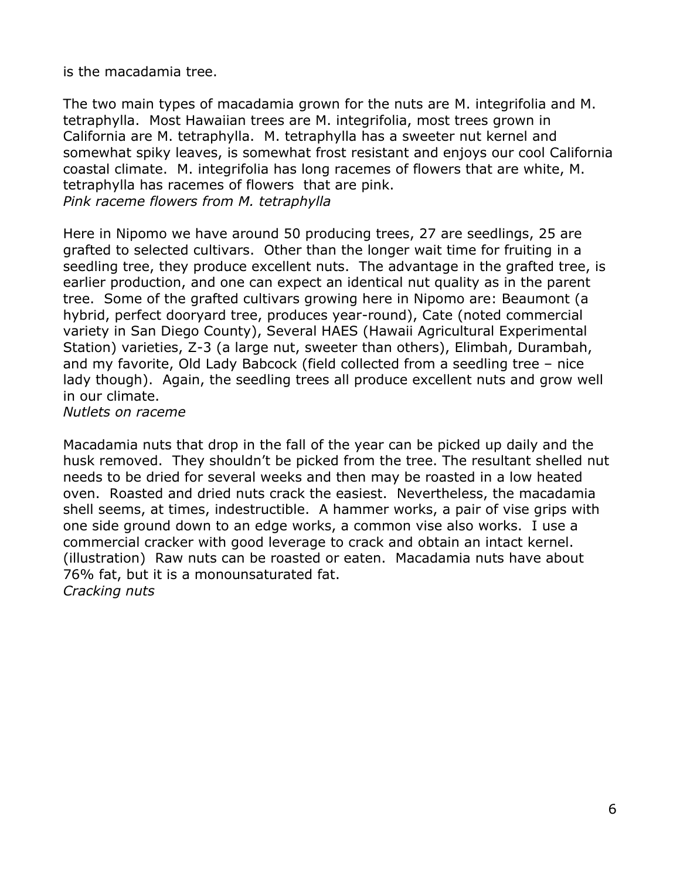is the macadamia tree.

The two main types of macadamia grown for the nuts are M. integrifolia and M. tetraphylla. Most Hawaiian trees are M. integrifolia, most trees grown in California are M. tetraphylla. M. tetraphylla has a sweeter nut kernel and somewhat spiky leaves, is somewhat frost resistant and enjoys our cool California coastal climate. M. integrifolia has long racemes of flowers that are white, M. tetraphylla has racemes of flowers that are pink.
*Pink raceme flowers from M. tetraphylla*

Here in Nipomo we have around 50 producing trees, 27 are seedlings, 25 are grafted to selected cultivars. Other than the longer wait time for fruiting in a seedling tree, they produce excellent nuts. The advantage in the grafted tree, is earlier production, and one can expect an identical nut quality as in the parent tree. Some of the grafted cultivars growing here in Nipomo are: Beaumont (a hybrid, perfect dooryard tree, produces year-round), Cate (noted commercial variety in San Diego County), Several HAES (Hawaii Agricultural Experimental Station) varieties, Z-3 (a large nut, sweeter than others), Elimbah, Durambah, and my favorite, Old Lady Babcock (field collected from a seedling tree – nice lady though). Again, the seedling trees all produce excellent nuts and grow well in our climate.
*Nutlets on raceme*

Macadamia nuts that drop in the fall of the year can be picked up daily and the husk removed. They shouldn't be picked from the tree. The resultant shelled nut needs to be dried for several weeks and then may be roasted in a low heated oven. Roasted and dried nuts crack the easiest. Nevertheless, the macadamia shell seems, at times, indestructible. A hammer works, a pair of vise grips with one side ground down to an edge works, a common vise also works. I use a commercial cracker with good leverage to crack and obtain an intact kernel. (illustration) Raw nuts can be roasted or eaten. Macadamia nuts have about 76% fat, but it is a monounsaturated fat.
*Cracking nuts*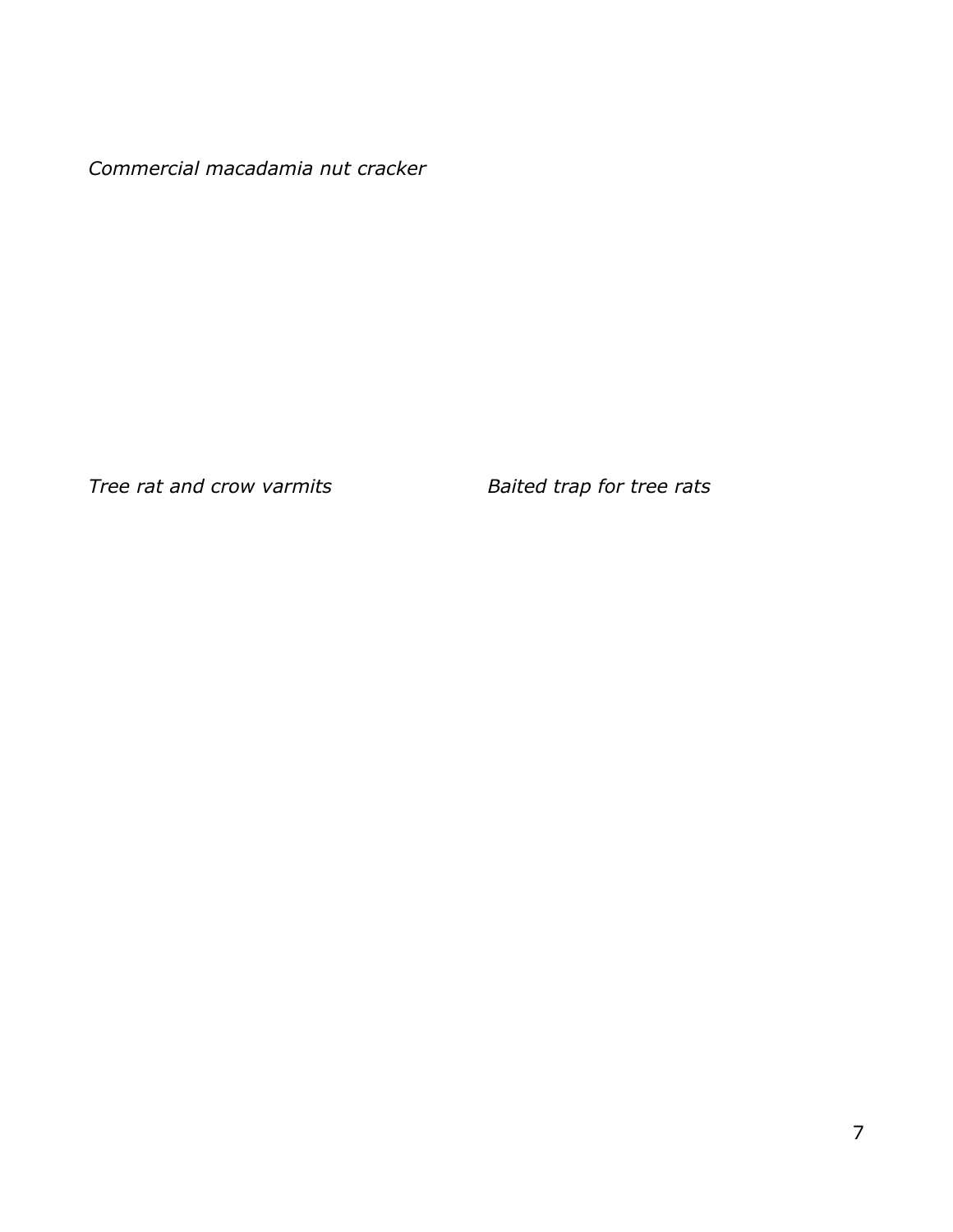*Commercial macadamia nut cracker*

*Tree rat and crow varmits*

*Baited trap for tree rats*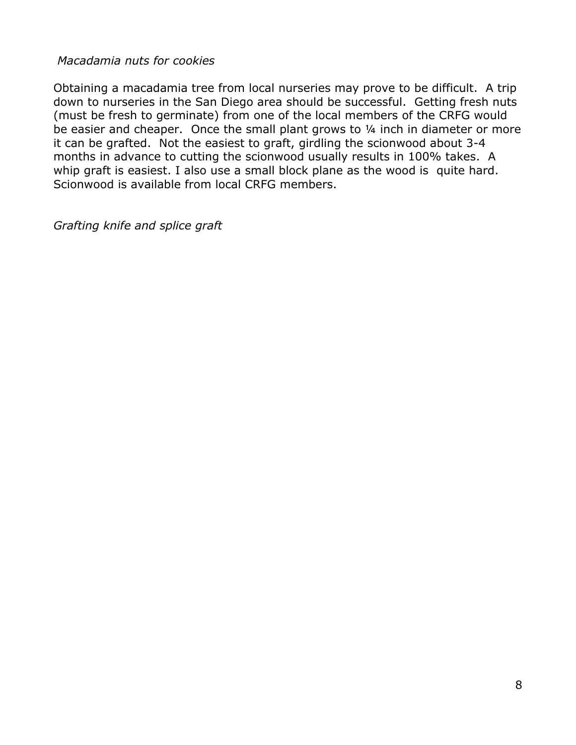*Macadamia nuts for cookies*

Obtaining a macadamia tree from local nurseries may prove to be difficult. A trip down to nurseries in the San Diego area should be successful. Getting fresh nuts (must be fresh to germinate) from one of the local members of the CRFG would be easier and cheaper. Once the small plant grows to ¼ inch in diameter or more it can be grafted. Not the easiest to graft, girdling the scionwood about 3-4 months in advance to cutting the scionwood usually results in 100% takes. A whip graft is easiest. I also use a small block plane as the wood is quite hard. Scionwood is available from local CRFG members.

*Grafting knife and splice graft*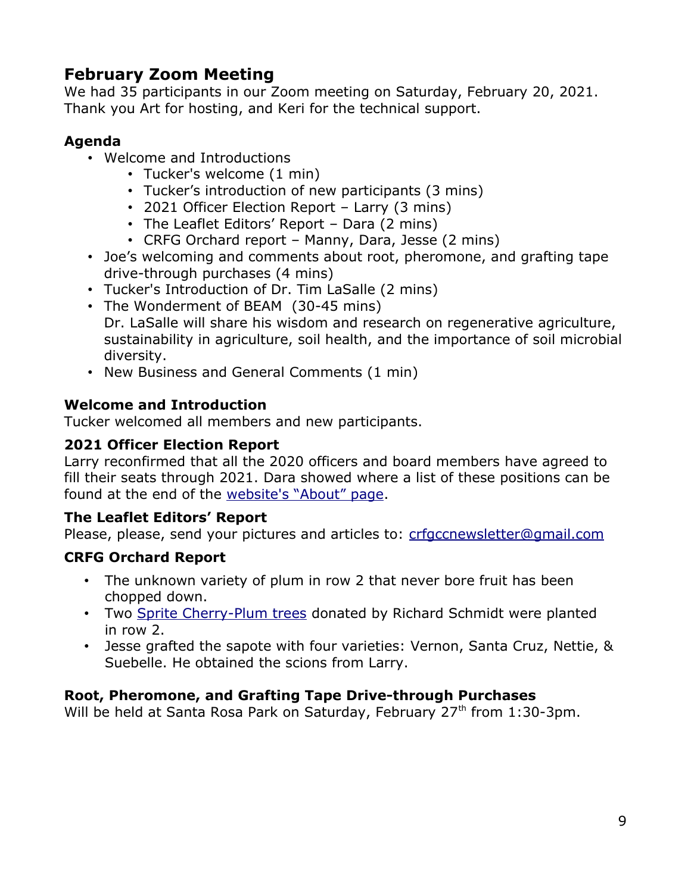## February Zoom Meeting

We had 35 participants in our Zoom meeting on Saturday, February 20, 2021. Thank you Art for hosting, and Keri for the technical support.

### Agenda

- Welcome and Introductions
  - Tucker's welcome (1 min)
  - Tucker's introduction of new participants (3 mins)
  - 2021 Officer Election Report – Larry (3 mins)
  - The Leaflet Editors' Report – Dara (2 mins)
  - CRFG Orchard report – Manny, Dara, Jesse (2 mins)
- Joe's welcoming and comments about root, pheromone, and grafting tape drive-through purchases (4 mins)
- Tucker's Introduction of Dr. Tim LaSalle (2 mins)
- The Wonderment of BEAM (30-45 mins)
  Dr. LaSalle will share his wisdom and research on regenerative agriculture, sustainability in agriculture, soil health, and the importance of soil microbial diversity.
- New Business and General Comments (1 min)

### Welcome and Introduction

Tucker welcomed all members and new participants.

### 2021 Officer Election Report

Larry reconfirmed that all the 2020 officers and board members have agreed to fill their seats through 2021. Dara showed where a list of these positions can be found at the end of the website's "About" page.

### The Leaflet Editors' Report

Please, please, send your pictures and articles to: crfgccnewsletter@gmail.com

### CRFG Orchard Report

- The unknown variety of plum in row 2 that never bore fruit has been chopped down.
- Two Sprite Cherry-Plum trees donated by Richard Schmidt were planted in row 2.
- Jesse grafted the sapote with four varieties: Vernon, Santa Cruz, Nettie, & Suebelle. He obtained the scions from Larry.

### Root, Pheromone, and Grafting Tape Drive-through Purchases

Will be held at Santa Rosa Park on Saturday, February 27th from 1:30-3pm.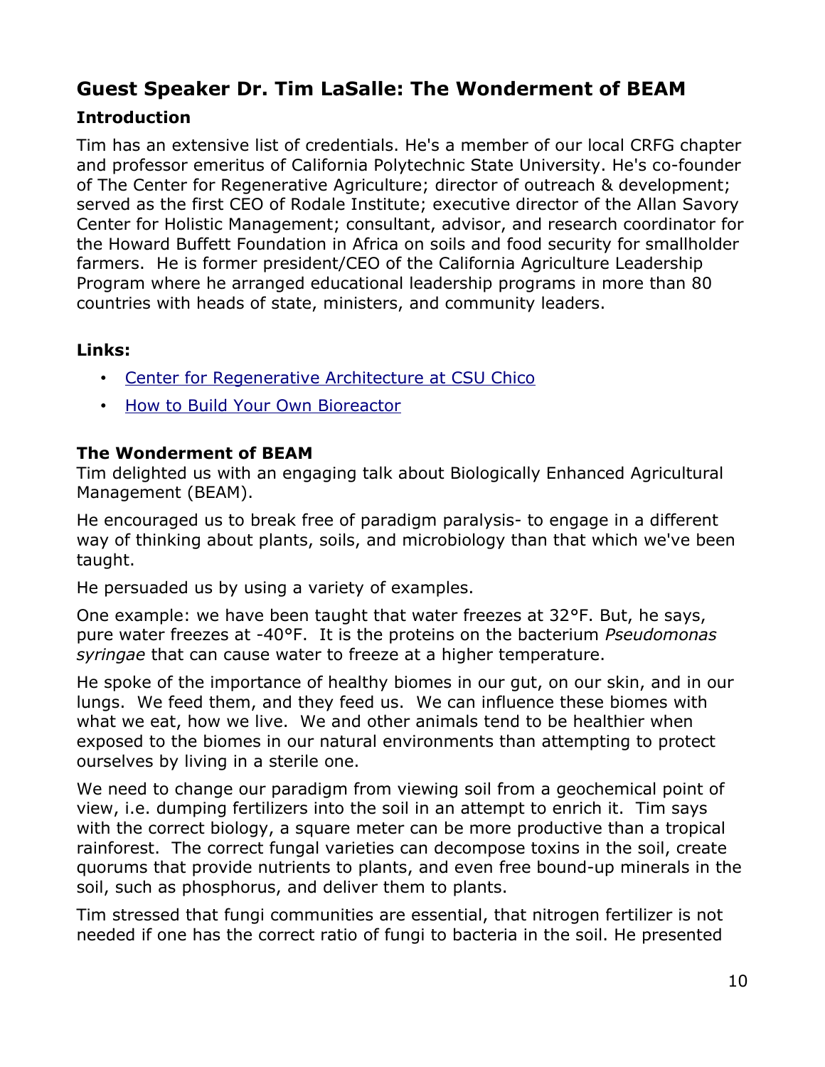## Guest Speaker Dr. Tim LaSalle: The Wonderment of BEAM

### Introduction

Tim has an extensive list of credentials. He's a member of our local CRFG chapter and professor emeritus of California Polytechnic State University. He's co-founder of The Center for Regenerative Agriculture; director of outreach & development; served as the first CEO of Rodale Institute; executive director of the Allan Savory Center for Holistic Management; consultant, advisor, and research coordinator for the Howard Buffett Foundation in Africa on soils and food security for smallholder farmers. He is former president/CEO of the California Agriculture Leadership Program where he arranged educational leadership programs in more than 80 countries with heads of state, ministers, and community leaders.

### Links:

- Center for Regenerative Architecture at CSU Chico
- How to Build Your Own Bioreactor

### The Wonderment of BEAM

Tim delighted us with an engaging talk about Biologically Enhanced Agricultural Management (BEAM).

He encouraged us to break free of paradigm paralysis- to engage in a different way of thinking about plants, soils, and microbiology than that which we've been taught.

He persuaded us by using a variety of examples.

One example: we have been taught that water freezes at 32°F. But, he says, pure water freezes at -40°F. It is the proteins on the bacterium *Pseudomonas syringae* that can cause water to freeze at a higher temperature.

He spoke of the importance of healthy biomes in our gut, on our skin, and in our lungs. We feed them, and they feed us. We can influence these biomes with what we eat, how we live. We and other animals tend to be healthier when exposed to the biomes in our natural environments than attempting to protect ourselves by living in a sterile one.

We need to change our paradigm from viewing soil from a geochemical point of view, i.e. dumping fertilizers into the soil in an attempt to enrich it. Tim says with the correct biology, a square meter can be more productive than a tropical rainforest. The correct fungal varieties can decompose toxins in the soil, create quorums that provide nutrients to plants, and even free bound-up minerals in the soil, such as phosphorus, and deliver them to plants.

Tim stressed that fungi communities are essential, that nitrogen fertilizer is not needed if one has the correct ratio of fungi to bacteria in the soil. He presented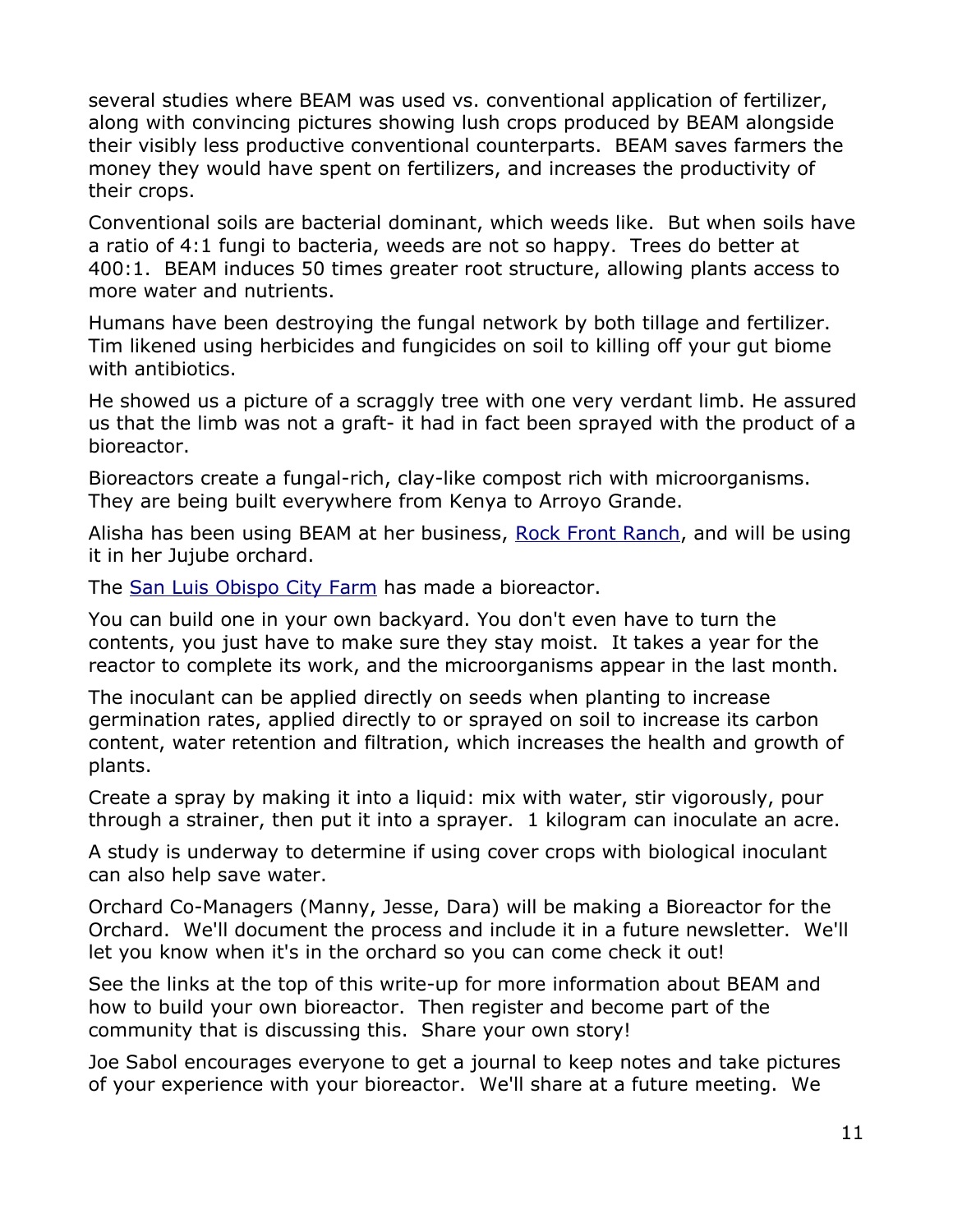several studies where BEAM was used vs. conventional application of fertilizer, along with convincing pictures showing lush crops produced by BEAM alongside their visibly less productive conventional counterparts. BEAM saves farmers the money they would have spent on fertilizers, and increases the productivity of their crops.

Conventional soils are bacterial dominant, which weeds like. But when soils have a ratio of 4:1 fungi to bacteria, weeds are not so happy. Trees do better at 400:1. BEAM induces 50 times greater root structure, allowing plants access to more water and nutrients.

Humans have been destroying the fungal network by both tillage and fertilizer. Tim likened using herbicides and fungicides on soil to killing off your gut biome with antibiotics.

He showed us a picture of a scraggly tree with one very verdant limb. He assured us that the limb was not a graft- it had in fact been sprayed with the product of a bioreactor.

Bioreactors create a fungal-rich, clay-like compost rich with microorganisms. They are being built everywhere from Kenya to Arroyo Grande.

Alisha has been using BEAM at her business, [Rock Front Ranch](), and will be using it in her Jujube orchard.

The [San Luis Obispo City Farm]() has made a bioreactor.

You can build one in your own backyard. You don't even have to turn the contents, you just have to make sure they stay moist. It takes a year for the reactor to complete its work, and the microorganisms appear in the last month.

The inoculant can be applied directly on seeds when planting to increase germination rates, applied directly to or sprayed on soil to increase its carbon content, water retention and filtration, which increases the health and growth of plants.

Create a spray by making it into a liquid: mix with water, stir vigorously, pour through a strainer, then put it into a sprayer. 1 kilogram can inoculate an acre.

A study is underway to determine if using cover crops with biological inoculant can also help save water.

Orchard Co-Managers (Manny, Jesse, Dara) will be making a Bioreactor for the Orchard. We'll document the process and include it in a future newsletter. We'll let you know when it's in the orchard so you can come check it out!

See the links at the top of this write-up for more information about BEAM and how to build your own bioreactor. Then register and become part of the community that is discussing this. Share your own story!

Joe Sabol encourages everyone to get a journal to keep notes and take pictures of your experience with your bioreactor. We'll share at a future meeting. We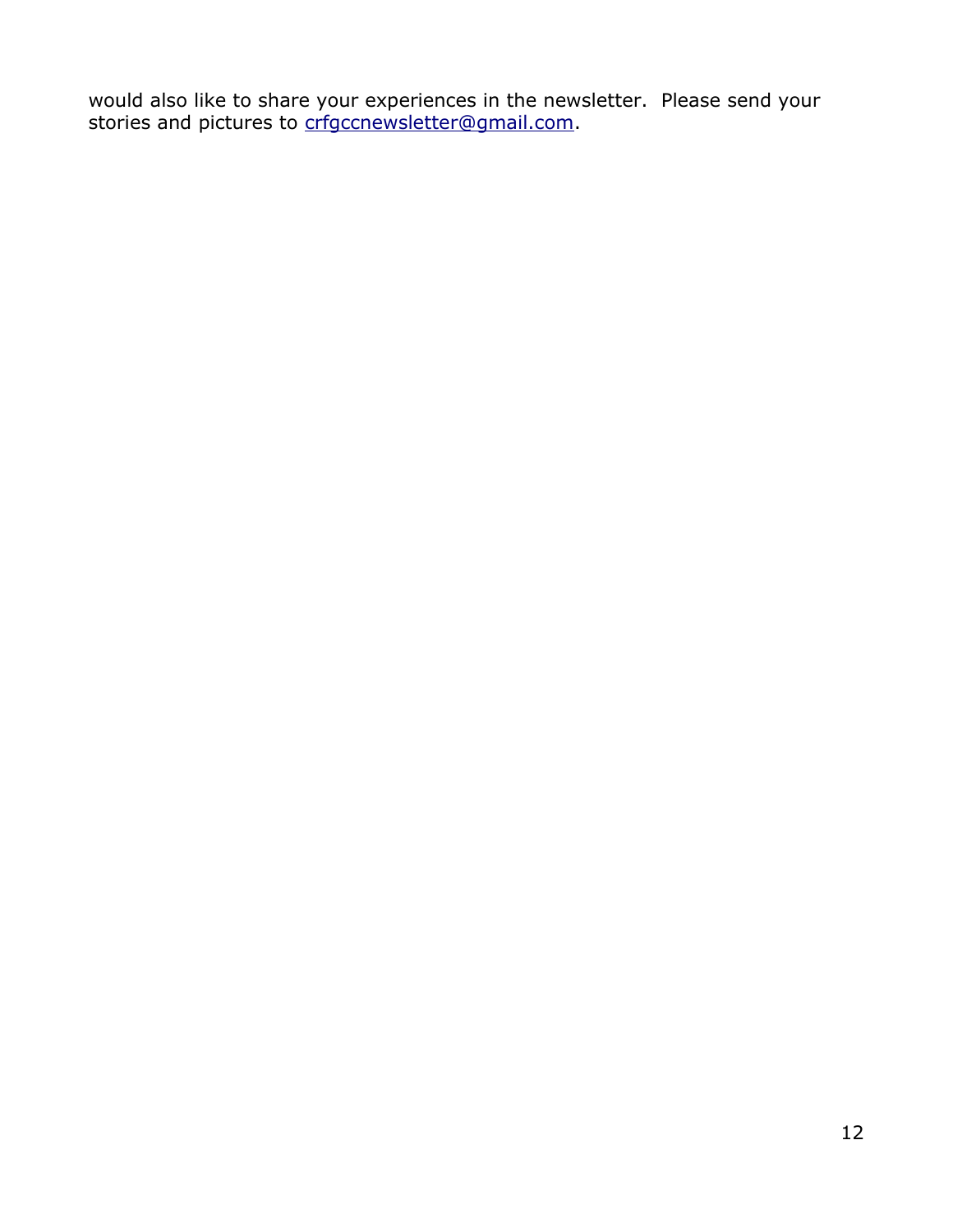would also like to share your experiences in the newsletter. Please send your stories and pictures to crfgccnewsletter@gmail.com.